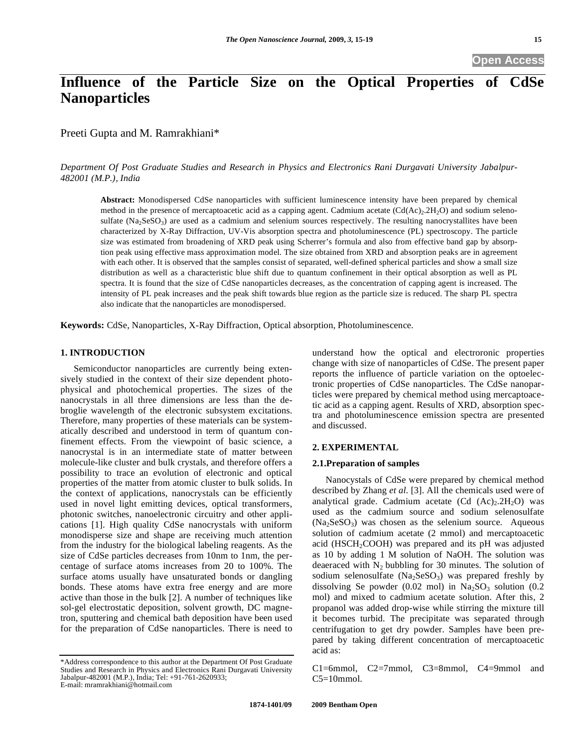# Influence of the Particle Size on the Optical Properties of CdSe Nanoparticles

Preeti Gupta and M. Ramrakhiani*

*Department Of Post Graduate Studies and Research in Physics and Electronics Rani Durgavati University Jabalpur-482001 (M.P.), India*

**Abstract:** Monodispersed CdSe nanoparticles with sufficient luminescence intensity have been prepared by chemical method in the presence of mercaptoacetic acid as a capping agent. Cadmium acetate ($Cd(Ac)_2.2H_2O$) and sodium selenosulfate ($Na_2SeSO_3$) are used as a cadmium and selenium sources respectively. The resulting nanocrystallites have been characterized by X-Ray Diffraction, UV-Vis absorption spectra and photoluminescence (PL) spectroscopy. The particle size was estimated from broadening of XRD peak using Scherrer's formula and also from effective band gap by absorption peak using effective mass approximation model. The size obtained from XRD and absorption peaks are in agreement with each other. It is observed that the samples consist of separated, well-defined spherical particles and show a small size distribution as well as a characteristic blue shift due to quantum confinement in their optical absorption as well as PL spectra. It is found that the size of CdSe nanoparticles decreases, as the concentration of capping agent is increased. The intensity of PL peak increases and the peak shift towards blue region as the particle size is reduced. The sharp PL spectra also indicate that the nanoparticles are monodispersed.

**Keywords:** CdSe, Nanoparticles, X-Ray Diffraction, Optical absorption, Photoluminescence.

## 1. INTRODUCTION

Semiconductor nanoparticles are currently being extensively studied in the context of their size dependent photophysical and photochemical properties. The sizes of the nanocrystals in all three dimensions are less than the debroglie wavelength of the electronic subsystem excitations. Therefore, many properties of these materials can be systematically described and understood in term of quantum confinement effects. From the viewpoint of basic science, a nanocrystal is in an intermediate state of matter between molecule-like cluster and bulk crystals, and therefore offers a possibility to trace an evolution of electronic and optical properties of the matter from atomic cluster to bulk solids. In the context of applications, nanocrystals can be efficiently used in novel light emitting devices, optical transformers, photonic switches, nanoelectronic circuitry and other applications [1]. High quality CdSe nanocrystals with uniform monodisperse size and shape are receiving much attention from the industry for the biological labeling reagents. As the size of CdSe particles decreases from 10nm to 1nm, the percentage of surface atoms increases from 20 to 100%. The surface atoms usually have unsaturated bonds or dangling bonds. These atoms have extra free energy and are more active than those in the bulk [2]. A number of techniques like sol-gel electrostatic deposition, solvent growth, DC magnetron, sputtering and chemical bath deposition have been used for the preparation of CdSe nanoparticles. There is need to understand how the optical and electroronic properties change with size of nanoparticles of CdSe. The present paper reports the influence of particle variation on the optoelectronic properties of CdSe nanoparticles. The CdSe nanoparticles were prepared by chemical method using mercaptoacetic acid as a capping agent. Results of XRD, absorption spectra and photoluminescence emission spectra are presented and discussed.

## 2. EXPERIMENTAL

### 2.1.Preparation of samples

Nanocystals of CdSe were prepared by chemical method described by Zhang *et al.* [3]. All the chemicals used were of analytical grade. Cadmium acetate ($Cd\ (Ac)_2.2H_2O$) was used as the cadmium source and sodium selenosulfate ($Na_2SeSO_3$) was chosen as the selenium source. Aqueous solution of cadmium acetate (2 mmol) and mercaptoacetic acid ($HSCH_2COOH$) was prepared and its pH was adjusted as 10 by adding 1 M solution of NaOH. The solution was deaeraced with $N_2$ bubbling for 30 minutes. The solution of sodium selenosulfate ($Na_2SeSO_3$) was prepared freshly by dissolving Se powder (0.02 mol) in $Na_2SO_3$ solution (0.2 mol) and mixed to cadmium acetate solution. After this, 2 propanol was added drop-wise while stirring the mixture till it becomes turbid. The precipitate was separated through centrifugation to get dry powder. Samples have been prepared by taking different concentration of mercaptoacetic acid as:

C1=6mmol, C2=7mmol, C3=8mmol, C4=9mmol and C5=10mmol.

\*Address correspondence to this author at the Department Of Post Graduate Studies and Research in Physics and Electronics Rani Durgavati University Jabalpur-482001 (M.P.), India; Tel: +91-761-2620933; E-mail: mramrakhiani@hotmail.com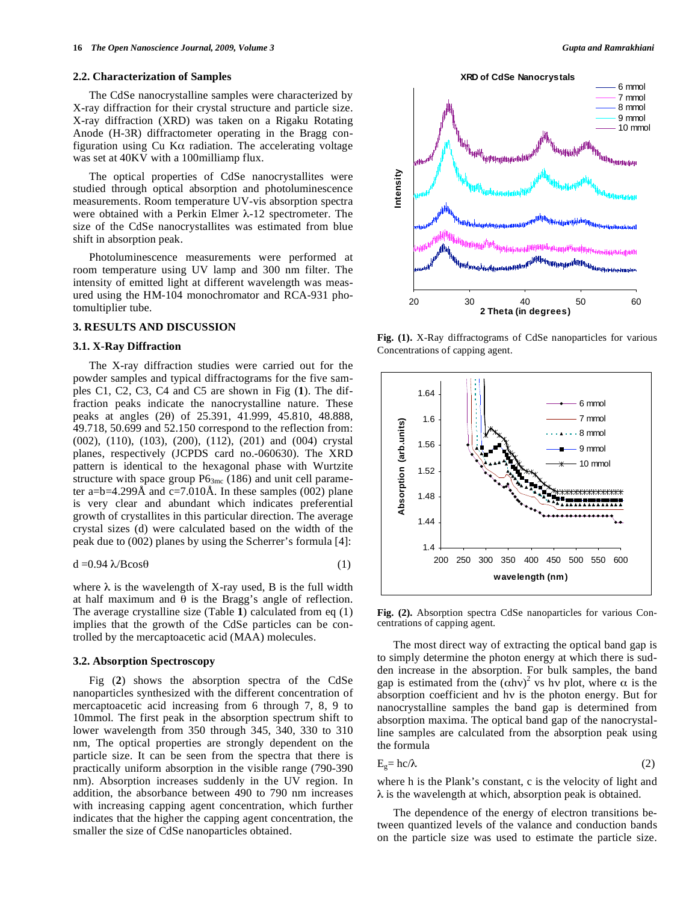### 2.2. Characterization of Samples

The CdSe nanocrystalline samples were characterized by X-ray diffraction for their crystal structure and particle size. X-ray diffraction (XRD) was taken on a Rigaku Rotating Anode (H-3R) diffractometer operating in the Bragg configuration using Cu Kα radiation. The accelerating voltage was set at 40KV with a 100milliamp flux.

The optical properties of CdSe nanocrystallites were studied through optical absorption and photoluminescence measurements. Room temperature UV-vis absorption spectra were obtained with a Perkin Elmer λ-12 spectrometer. The size of the CdSe nanocrystallites was estimated from blue shift in absorption peak.

Photoluminescence measurements were performed at room temperature using UV lamp and 300 nm filter. The intensity of emitted light at different wavelength was measured using the HM-104 monochromator and RCA-931 photomultiplier tube.

## 3. RESULTS AND DISCUSSION

### 3.1. X-Ray Diffraction

The X-ray diffraction studies were carried out for the powder samples and typical diffractograms for the five samples C1, C2, C3, C4 and C5 are shown in Fig (**1**). The diffraction peaks indicate the nanocrystalline nature. These peaks at angles (2θ) of 25.391, 41.999, 45.810, 48.888, 49.718, 50.699 and 52.150 correspond to the reflection from: (002), (110), (103), (200), (112), (201) and (004) crystal planes, respectively (JCPDS card no.-060630). The XRD pattern is identical to the hexagonal phase with Wurtzite structure with space group $P6_{3mc}$ (186) and unit cell parameter a=b=4.299Å and c=7.010Å. In these samples (002) plane is very clear and abundant which indicates preferential growth of crystallites in this particular direction. The average crystal sizes (d) were calculated based on the width of the peak due to (002) planes by using the Scherrer's formula [4]:

$$d = 0.94\,\lambda/B\cos\theta \qquad (1)$$

where λ is the wavelength of X-ray used, B is the full width at half maximum and θ is the Bragg's angle of reflection. The average crystalline size (Table **1**) calculated from eq (1) implies that the growth of the CdSe particles can be controlled by the mercaptoacetic acid (MAA) molecules.

### 3.2. Absorption Spectroscopy

Fig (**2**) shows the absorption spectra of the CdSe nanoparticles synthesized with the different concentration of mercaptoacetic acid increasing from 6 through 7, 8, 9 to 10mmol. The first peak in the absorption spectrum shift to lower wavelength from 350 through 345, 340, 330 to 310 nm, The optical properties are strongly dependent on the particle size. It can be seen from the spectra that there is practically uniform absorption in the visible range (790-390 nm). Absorption increases suddenly in the UV region. In addition, the absorbance between 490 to 790 nm increases with increasing capping agent concentration, which further indicates that the higher the capping agent concentration, the smaller the size of CdSe nanoparticles obtained.

**Fig. (1).** X-Ray diffractograms of CdSe nanoparticles for various Concentrations of capping agent.

**Fig. (2).** Absorption spectra CdSe nanoparticles for various Concentrations of capping agent.

The most direct way of extracting the optical band gap is to simply determine the photon energy at which there is sudden increase in the absorption. For bulk samples, the band gap is estimated from the $(\alpha h\nu)^2$ vs hν plot, where α is the absorption coefficient and hν is the photon energy. But for nanocrystalline samples the band gap is determined from absorption maxima. The optical band gap of the nanocrystalline samples are calculated from the absorption peak using the formula

$$E_g = hc/\lambda \qquad (2)$$

where h is the Plank's constant, c is the velocity of light and λ is the wavelength at which, absorption peak is obtained.

The dependence of the energy of electron transitions between quantized levels of the valance and conduction bands on the particle size was used to estimate the particle size.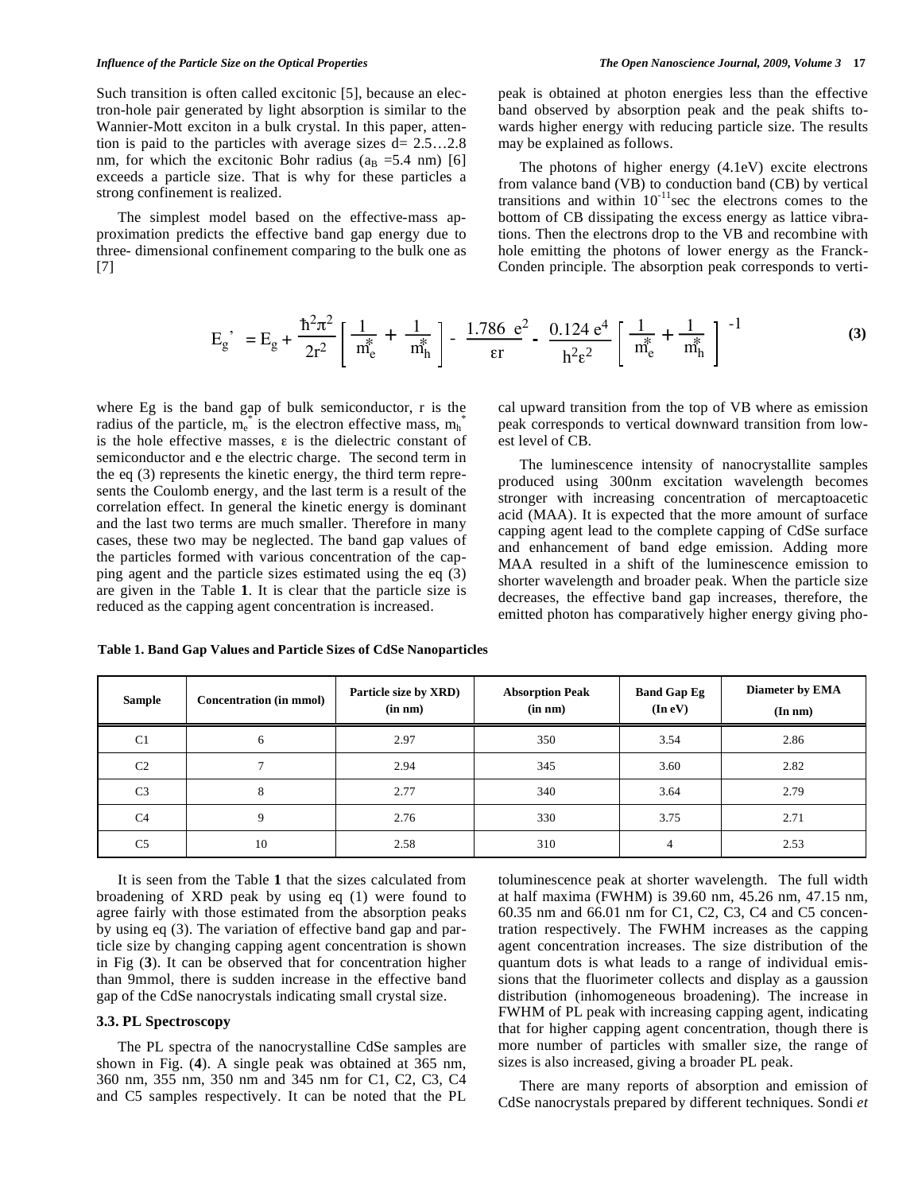Such transition is often called excitonic [5], because an electron-hole pair generated by light absorption is similar to the Wannier-Mott exciton in a bulk crystal. In this paper, attention is paid to the particles with average sizes d= 2.5…2.8 nm, for which the excitonic Bohr radius ($a_B$ =5.4 nm) [6] exceeds a particle size. That is why for these particles a strong confinement is realized.

The simplest model based on the effective-mass approximation predicts the effective band gap energy due to three- dimensional confinement comparing to the bulk one as [7]

$$E_g' = E_g + \frac{\hbar^2\pi^2}{2r^2}\left[\frac{1}{m_e^*} + \frac{1}{m_h^*}\right] - \frac{1.786\ e^2}{\varepsilon r} - \frac{0.124\ e^4}{h^2\varepsilon^2}\left[\frac{1}{m_e^*} + \frac{1}{m_h^*}\right]^{-1} \quad (3)$$

where Eg is the band gap of bulk semiconductor, r is the radius of the particle, $m_e^*$ is the electron effective mass, $m_h^*$ is the hole effective masses, ε is the dielectric constant of semiconductor and e the electric charge. The second term in the eq (3) represents the kinetic energy, the third term represents the Coulomb energy, and the last term is a result of the correlation effect. In general the kinetic energy is dominant and the last two terms are much smaller. Therefore in many cases, these two may be neglected. The band gap values of the particles formed with various concentration of the capping agent and the particle sizes estimated using the eq (3) are given in the Table **1**. It is clear that the particle size is reduced as the capping agent concentration is increased.

**Table 1. Band Gap Values and Particle Sizes of CdSe Nanoparticles**

| Sample | Concentration (in mmol) | Particle size by XRD) (in nm) | Absorption Peak (in nm) | Band Gap Eg (In eV) | Diameter by EMA (In nm) |
|---|---|---|---|---|---|
| C1 | 6 | 2.97 | 350 | 3.54 | 2.86 |
| C2 | 7 | 2.94 | 345 | 3.60 | 2.82 |
| C3 | 8 | 2.77 | 340 | 3.64 | 2.79 |
| C4 | 9 | 2.76 | 330 | 3.75 | 2.71 |
| C5 | 10 | 2.58 | 310 | 4 | 2.53 |

It is seen from the Table **1** that the sizes calculated from broadening of XRD peak by using eq (1) were found to agree fairly with those estimated from the absorption peaks by using eq (3). The variation of effective band gap and particle size by changing capping agent concentration is shown in Fig (**3**). It can be observed that for concentration higher than 9mmol, there is sudden increase in the effective band gap of the CdSe nanocrystals indicating small crystal size.

### 3.3. PL Spectroscopy

The PL spectra of the nanocrystalline CdSe samples are shown in Fig. (**4**). A single peak was obtained at 365 nm, 360 nm, 355 nm, 350 nm and 345 nm for C1, C2, C3, C4 and C5 samples respectively. It can be noted that the PL peak is obtained at photon energies less than the effective band observed by absorption peak and the peak shifts towards higher energy with reducing particle size. The results may be explained as follows.

The photons of higher energy (4.1eV) excite electrons from valance band (VB) to conduction band (CB) by vertical transitions and within $10^{-11}$sec the electrons comes to the bottom of CB dissipating the excess energy as lattice vibrations. Then the electrons drop to the VB and recombine with hole emitting the photons of lower energy as the Franck-Conden principle. The absorption peak corresponds to vertical upward transition from the top of VB where as emission peak corresponds to vertical downward transition from lowest level of CB.

The luminescence intensity of nanocrystallite samples produced using 300nm excitation wavelength becomes stronger with increasing concentration of mercaptoacetic acid (MAA). It is expected that the more amount of surface capping agent lead to the complete capping of CdSe surface and enhancement of band edge emission. Adding more MAA resulted in a shift of the luminescence emission to shorter wavelength and broader peak. When the particle size decreases, the effective band gap increases, therefore, the emitted photon has comparatively higher energy giving photoluminescence peak at shorter wavelength. The full width at half maxima (FWHM) is 39.60 nm, 45.26 nm, 47.15 nm, 60.35 nm and 66.01 nm for C1, C2, C3, C4 and C5 concentration respectively. The FWHM increases as the capping agent concentration increases. The size distribution of the quantum dots is what leads to a range of individual emissions that the fluorimeter collects and display as a gaussion distribution (inhomogeneous broadening). The increase in FWHM of PL peak with increasing capping agent, indicating that for higher capping agent concentration, though there is more number of particles with smaller size, the range of sizes is also increased, giving a broader PL peak.

There are many reports of absorption and emission of CdSe nanocrystals prepared by different techniques. Sondi *et*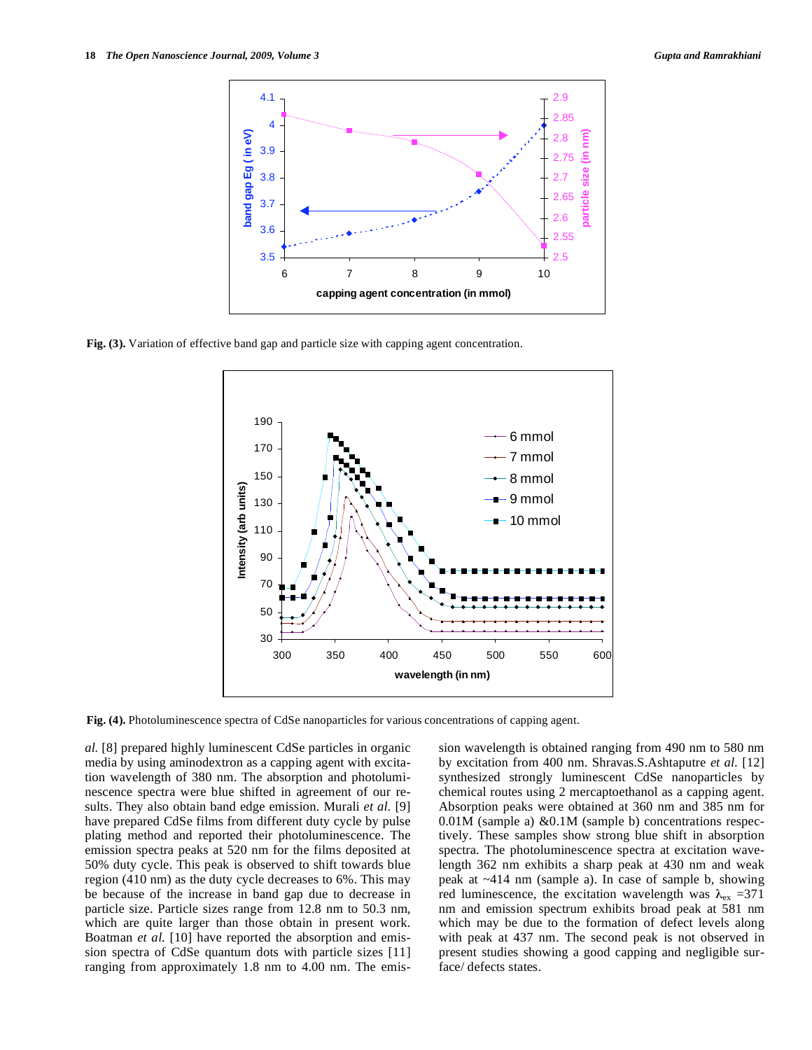**Fig. (3).** Variation of effective band gap and particle size with capping agent concentration.

**Fig. (4).** Photoluminescence spectra of CdSe nanoparticles for various concentrations of capping agent.

*al.* [8] prepared highly luminescent CdSe particles in organic media by using aminodextron as a capping agent with excitation wavelength of 380 nm. The absorption and photoluminescence spectra were blue shifted in agreement of our results. They also obtain band edge emission. Murali *et al.* [9] have prepared CdSe films from different duty cycle by pulse plating method and reported their photoluminescence. The emission spectra peaks at 520 nm for the films deposited at 50% duty cycle. This peak is observed to shift towards blue region (410 nm) as the duty cycle decreases to 6%. This may be because of the increase in band gap due to decrease in particle size. Particle sizes range from 12.8 nm to 50.3 nm, which are quite larger than those obtain in present work. Boatman *et al.* [10] have reported the absorption and emission spectra of CdSe quantum dots with particle sizes [11] ranging from approximately 1.8 nm to 4.00 nm. The emission wavelength is obtained ranging from 490 nm to 580 nm by excitation from 400 nm. Shravas.S.Ashtaputre *et al.* [12] synthesized strongly luminescent CdSe nanoparticles by chemical routes using 2 mercaptoethanol as a capping agent. Absorption peaks were obtained at 360 nm and 385 nm for 0.01M (sample a) &0.1M (sample b) concentrations respectively. These samples show strong blue shift in absorption spectra. The photoluminescence spectra at excitation wavelength 362 nm exhibits a sharp peak at 430 nm and weak peak at ~414 nm (sample a). In case of sample b, showing red luminescence, the excitation wavelength was $\lambda_{ex}$ =371 nm and emission spectrum exhibits broad peak at 581 nm which may be due to the formation of defect levels along with peak at 437 nm. The second peak is not observed in present studies showing a good capping and negligible surface/ defects states.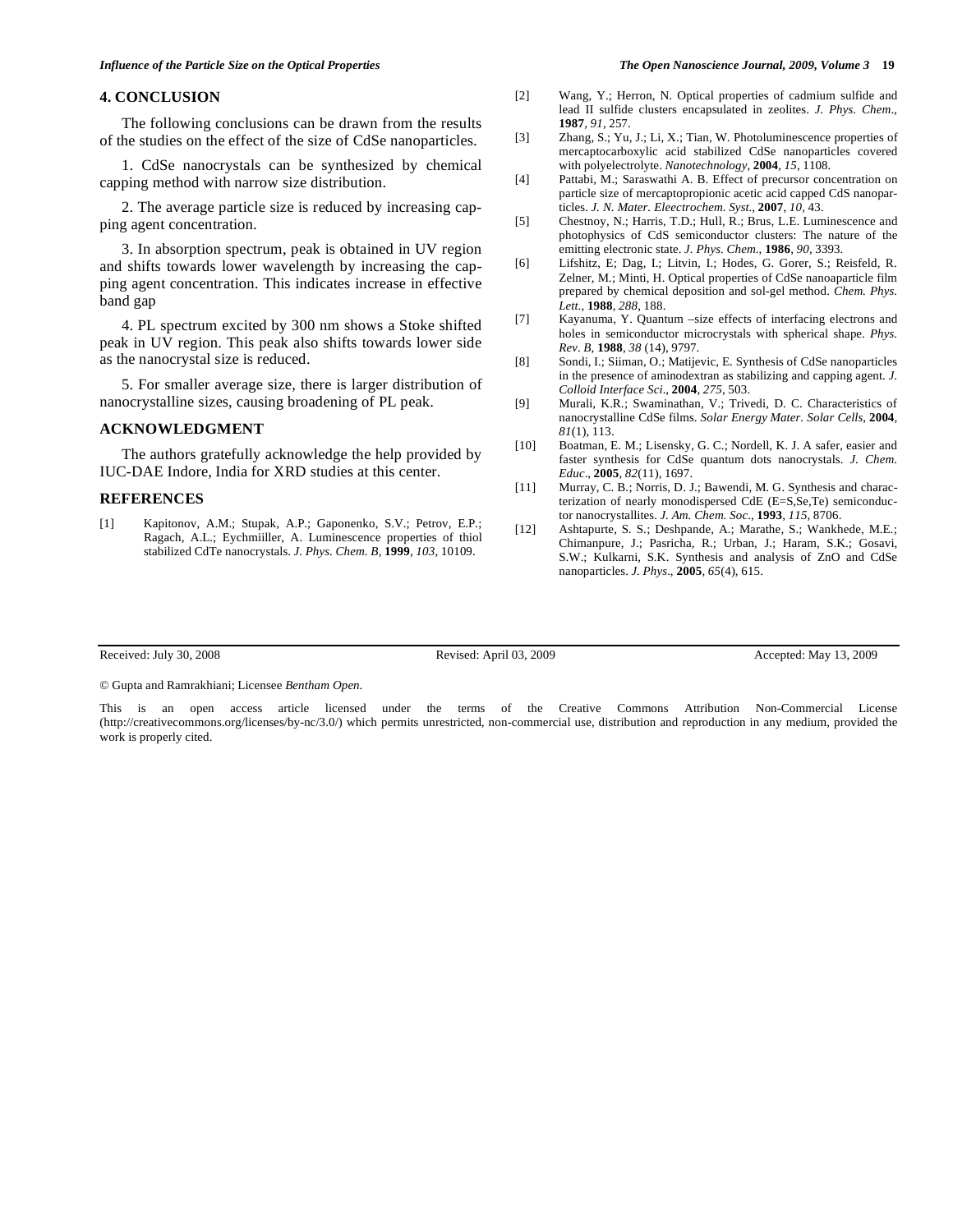## 4. CONCLUSION

The following conclusions can be drawn from the results of the studies on the effect of the size of CdSe nanoparticles.

1. CdSe nanocrystals can be synthesized by chemical capping method with narrow size distribution.

2. The average particle size is reduced by increasing capping agent concentration.

3. In absorption spectrum, peak is obtained in UV region and shifts towards lower wavelength by increasing the capping agent concentration. This indicates increase in effective band gap

4. PL spectrum excited by 300 nm shows a Stoke shifted peak in UV region. This peak also shifts towards lower side as the nanocrystal size is reduced.

5. For smaller average size, there is larger distribution of nanocrystalline sizes, causing broadening of PL peak.

## ACKNOWLEDGMENT

The authors gratefully acknowledge the help provided by IUC-DAE Indore, India for XRD studies at this center.

## REFERENCES

[1] Kapitonov, A.M.; Stupak, A.P.; Gaponenko, S.V.; Petrov, E.P.; Ragach, A.L.; Eychmiiller, A. Luminescence properties of thiol stabilized CdTe nanocrystals. *J. Phys. Chem. B*, **1999**, *103*, 10109.

[2] Wang, Y.; Herron, N. Optical properties of cadmium sulfide and lead II sulfide clusters encapsulated in zeolites. *J. Phys. Chem*., **1987**, *91*, 257.

[3] Zhang, S.; Yu, J.; Li, X.; Tian, W. Photoluminescence properties of mercaptocarboxylic acid stabilized CdSe nanoparticles covered with polyelectrolyte. *Nanotechnology*, **2004**, *15*, 1108.

[4] Pattabi, M.; Saraswathi A. B. Effect of precursor concentration on particle size of mercaptopropionic acetic acid capped CdS nanoparticles. *J. N. Mater. Eleectrochem. Syst.*, **2007**, *10*, 43.

[5] Chestnoy, N.; Harris, T.D.; Hull, R.; Brus, L.E. Luminescence and photophysics of CdS semiconductor clusters: The nature of the emitting electronic state. *J. Phys. Chem.*, **1986**, *90*, 3393.

[6] Lifshitz, E; Dag, I.; Litvin, I.; Hodes, G. Gorer, S.; Reisfeld, R. Zelner, M.; Minti, H. Optical properties of CdSe nanoaparticle film prepared by chemical deposition and sol-gel method. *Chem. Phys. Lett.*, **1988**, *288*, 188.

[7] Kayanuma, Y. Quantum –size effects of interfacing electrons and holes in semiconductor microcrystals with spherical shape. *Phys. Rev. B*, **1988**, *38* (14), 9797.

[8] Sondi, I.; Siiman, O.; Matijevic, E. Synthesis of CdSe nanoparticles in the presence of aminodextran as stabilizing and capping agent. *J. Colloid Interface Sci*., **2004**, *275*, 503.

[9] Murali, K.R.; Swaminathan, V.; Trivedi, D. C. Characteristics of nanocrystalline CdSe films. *Solar Energy Mater. Solar Cells*, **2004**, *81*(1), 113.

[10] Boatman, E. M.; Lisensky, G. C.; Nordell, K. J. A safer, easier and faster synthesis for CdSe quantum dots nanocrystals. *J. Chem. Educ*., **2005**, *82*(11), 1697.

[11] Murray, C. B.; Norris, D. J.; Bawendi, M. G. Synthesis and characterization of nearly monodispersed CdE (E=S,Se,Te) semiconductor nanocrystallites. *J. Am. Chem. Soc*., **1993**, *115*, 8706.

[12] Ashtapurte, S. S.; Deshpande, A.; Marathe, S.; Wankhede, M.E.; Chimanpure, J.; Pasricha, R.; Urban, J.; Haram, S.K.; Gosavi, S.W.; Kulkarni, S.K. Synthesis and analysis of ZnO and CdSe nanoparticles. *J. Phys*., **2005**, *65*(4), 615.

Received: July 30, 2008 Revised: April 03, 2009 Accepted: May 13, 2009

© Gupta and Ramrakhiani; Licensee *Bentham Open*.

This is an open access article licensed under the terms of the Creative Commons Attribution Non-Commercial License (http://creativecommons.org/licenses/by-nc/3.0/) which permits unrestricted, non-commercial use, distribution and reproduction in any medium, provided the work is properly cited.